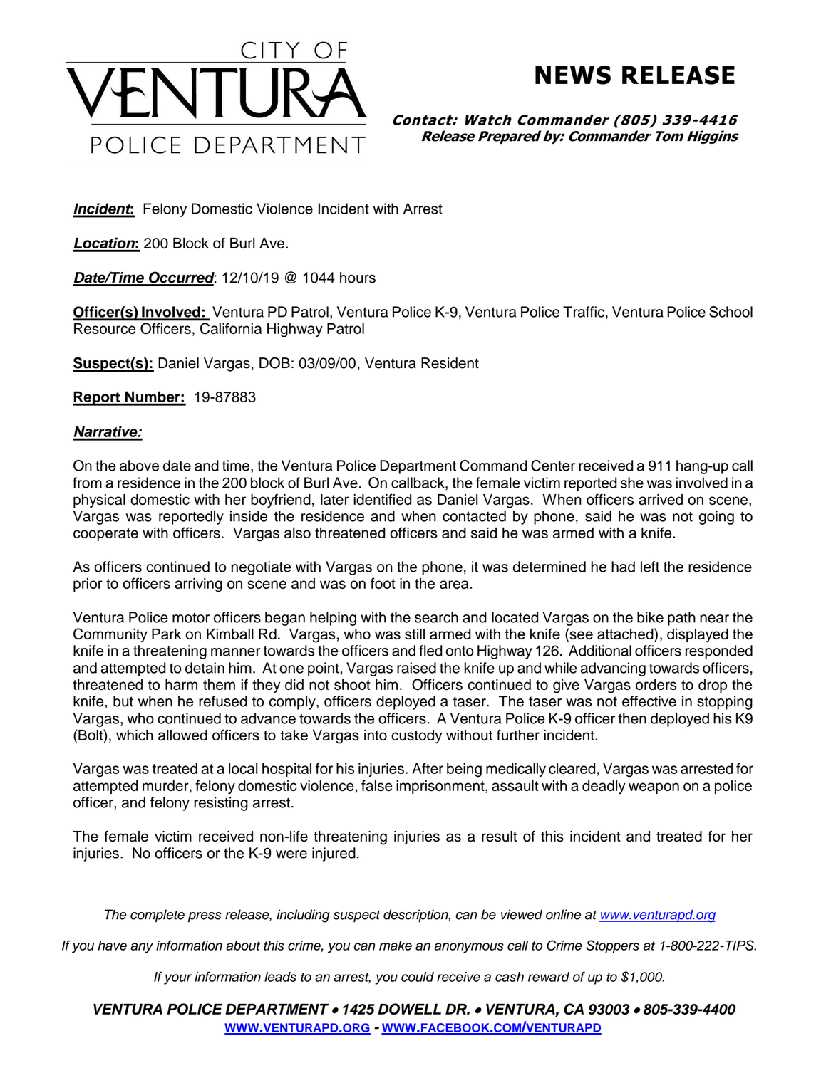# CITY OF VENTURA POLICE DEPARTMENT

## NEWS RELEASE

***Contact: Watch Commander (805) 339-4416***
***Release Prepared by: Commander Tom Higgins***

***Incident*:** Felony Domestic Violence Incident with Arrest

***Location*:** 200 Block of Burl Ave.

***Date/Time Occurred***: 12/10/19 @ 1044 hours

**Officer(s) Involved:** Ventura PD Patrol, Ventura Police K-9, Ventura Police Traffic, Ventura Police School Resource Officers, California Highway Patrol

**Suspect(s):** Daniel Vargas, DOB: 03/09/00, Ventura Resident

**Report Number:** 19-87883

***Narrative:***

On the above date and time, the Ventura Police Department Command Center received a 911 hang-up call from a residence in the 200 block of Burl Ave. On callback, the female victim reported she was involved in a physical domestic with her boyfriend, later identified as Daniel Vargas. When officers arrived on scene, Vargas was reportedly inside the residence and when contacted by phone, said he was not going to cooperate with officers. Vargas also threatened officers and said he was armed with a knife.

As officers continued to negotiate with Vargas on the phone, it was determined he had left the residence prior to officers arriving on scene and was on foot in the area.

Ventura Police motor officers began helping with the search and located Vargas on the bike path near the Community Park on Kimball Rd. Vargas, who was still armed with the knife (see attached), displayed the knife in a threatening manner towards the officers and fled onto Highway 126. Additional officers responded and attempted to detain him. At one point, Vargas raised the knife up and while advancing towards officers, threatened to harm them if they did not shoot him. Officers continued to give Vargas orders to drop the knife, but when he refused to comply, officers deployed a taser. The taser was not effective in stopping Vargas, who continued to advance towards the officers. A Ventura Police K-9 officer then deployed his K9 (Bolt), which allowed officers to take Vargas into custody without further incident.

Vargas was treated at a local hospital for his injuries. After being medically cleared, Vargas was arrested for attempted murder, felony domestic violence, false imprisonment, assault with a deadly weapon on a police officer, and felony resisting arrest.

The female victim received non-life threatening injuries as a result of this incident and treated for her injuries. No officers or the K-9 were injured.

*The complete press release, including suspect description, can be viewed online at [www.venturapd.org](http://www.venturapd.org)*

*If you have any information about this crime, you can make an anonymous call to Crime Stoppers at 1-800-222-TIPS.*

*If your information leads to an arrest, you could receive a cash reward of up to $1,000.*

***VENTURA POLICE DEPARTMENT • 1425 DOWELL DR. • VENTURA, CA 93003 • 805-339-4400***
**[WWW.VENTURAPD.ORG](http://WWW.VENTURAPD.ORG) - [WWW.FACEBOOK.COM/VENTURAPD](http://WWW.FACEBOOK.COM/VENTURAPD)**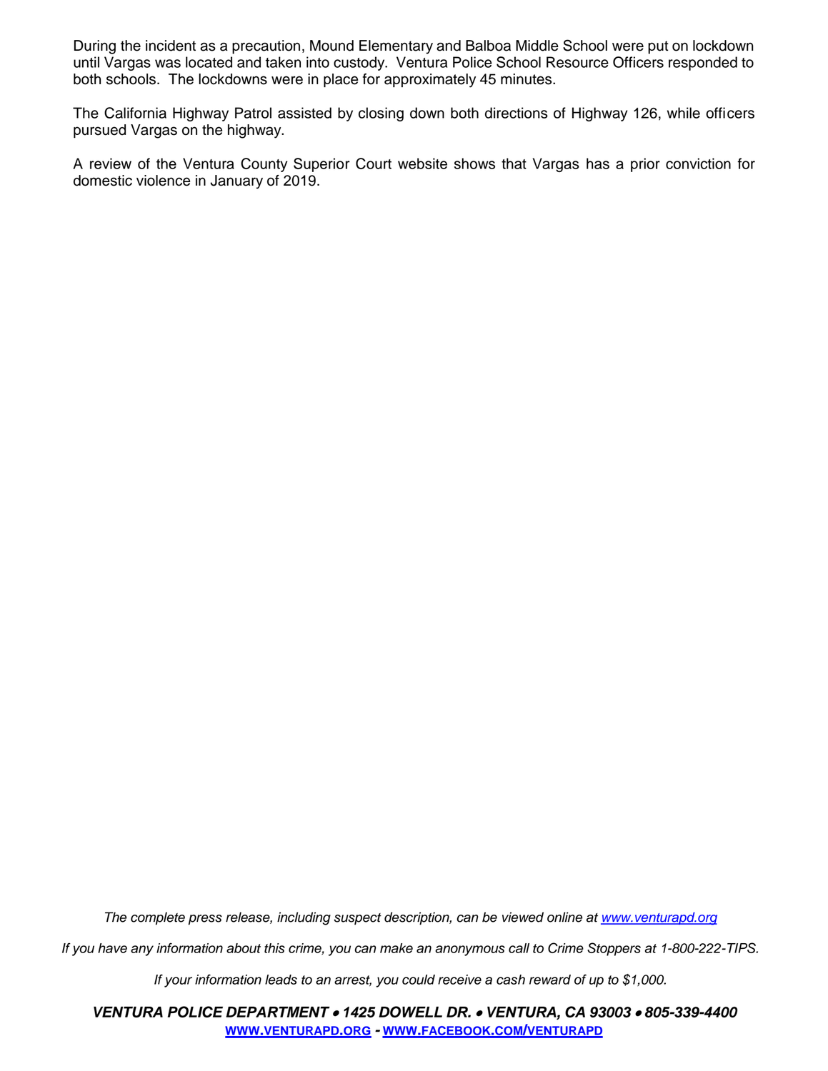During the incident as a precaution, Mound Elementary and Balboa Middle School were put on lockdown until Vargas was located and taken into custody. Ventura Police School Resource Officers responded to both schools. The lockdowns were in place for approximately 45 minutes.

The California Highway Patrol assisted by closing down both directions of Highway 126, while officers pursued Vargas on the highway.

A review of the Ventura County Superior Court website shows that Vargas has a prior conviction for domestic violence in January of 2019.

*The complete press release, including suspect description, can be viewed online at [www.venturapd.org](http://www.venturapd.org)*

*If you have any information about this crime, you can make an anonymous call to Crime Stoppers at 1-800-222-TIPS.*

*If your information leads to an arrest, you could receive a cash reward of up to $1,000.*

***VENTURA POLICE DEPARTMENT • 1425 DOWELL DR. • VENTURA, CA 93003 • 805-339-4400***

**[WWW.VENTURAPD.ORG](http://WWW.VENTURAPD.ORG) - [WWW.FACEBOOK.COM/VENTURAPD](http://WWW.FACEBOOK.COM/VENTURAPD)**